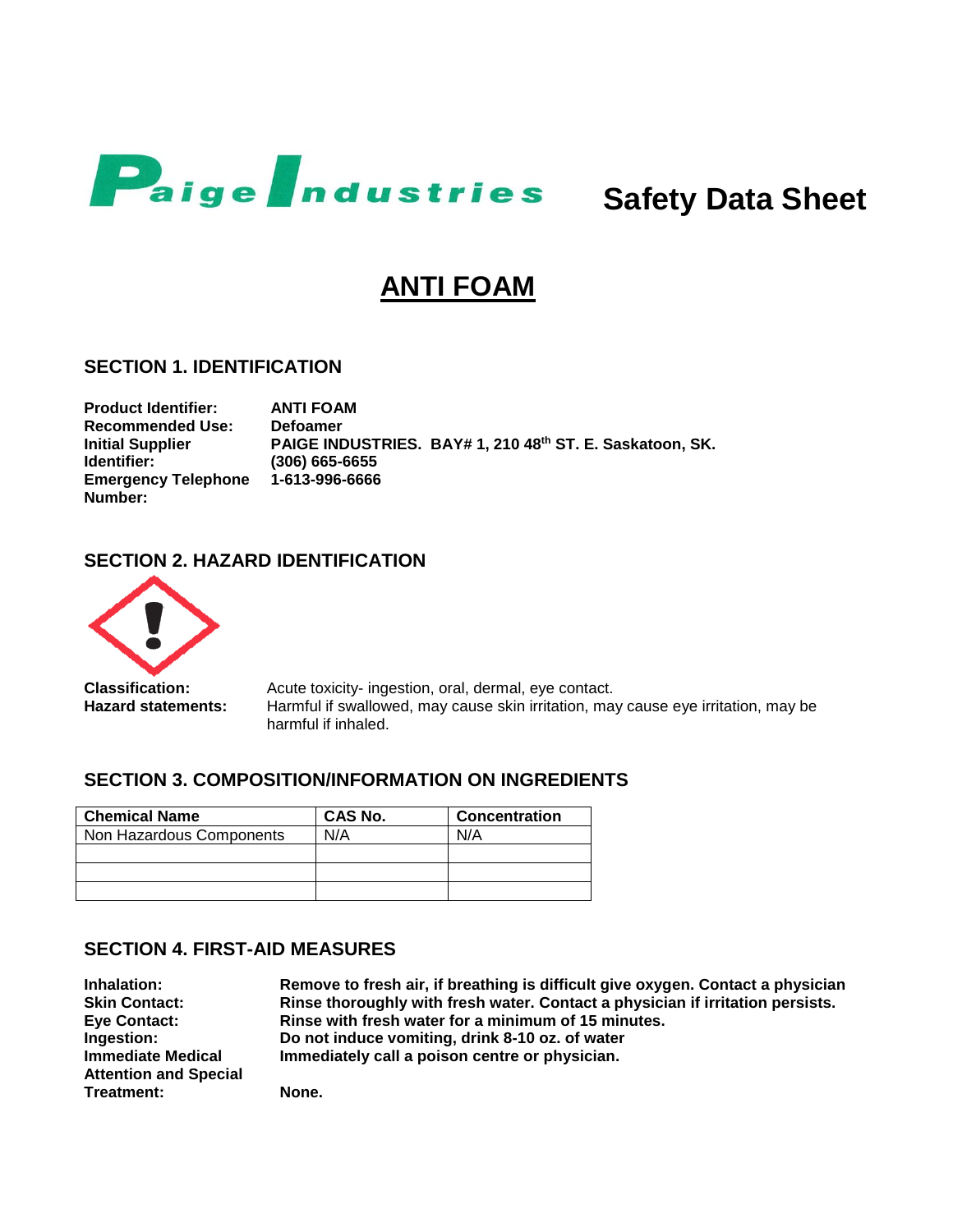**Paige Industries** Safety Data Sheet

# ANTI FOAM

## SECTION 1. IDENTIFICATION

**Product Identifier:** **ANTI FOAM**
**Recommended Use:** **Defoamer**
**Initial Supplier Identifier:** **PAIGE INDUSTRIES. BAY# 1, 210 48th ST. E. Saskatoon, SK. (306) 665-6655**
**Emergency Telephone Number:** **1-613-996-6666**

## SECTION 2. HAZARD IDENTIFICATION

**Classification:** Acute toxicity- ingestion, oral, dermal, eye contact.
**Hazard statements:** Harmful if swallowed, may cause skin irritation, may cause eye irritation, may be harmful if inhaled.

## SECTION 3. COMPOSITION/INFORMATION ON INGREDIENTS

| Chemical Name | CAS No. | Concentration |
|---|---|---|
| Non Hazardous Components | N/A | N/A |
| | | |
| | | |
| | | |

## SECTION 4. FIRST-AID MEASURES

**Inhalation:** **Remove to fresh air, if breathing is difficult give oxygen. Contact a physician**
**Skin Contact:** **Rinse thoroughly with fresh water. Contact a physician if irritation persists.**
**Eye Contact:** **Rinse with fresh water for a minimum of 15 minutes.**
**Ingestion:** **Do not induce vomiting, drink 8-10 oz. of water**
**Immediately call a poison centre or physician.**
**Immediate Medical Attention and Special Treatment:** **None.**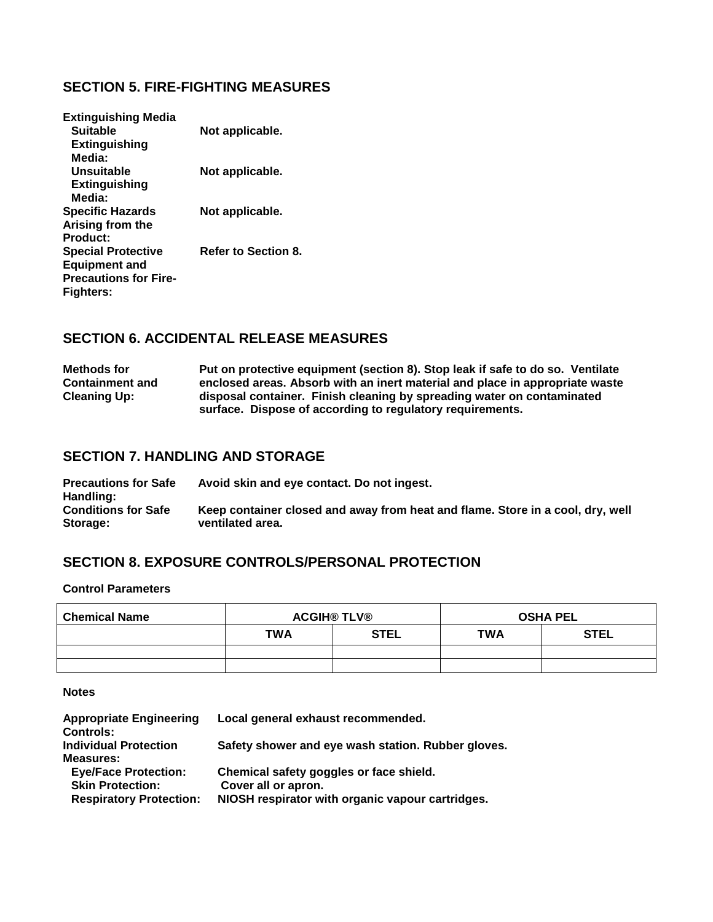## SECTION 5. FIRE-FIGHTING MEASURES

**Extinguishing Media**

**Suitable Extinguishing Media:** Not applicable.

**Unsuitable Extinguishing Media:** Not applicable.

**Specific Hazards Arising from the Product:** Not applicable.

**Special Protective Equipment and Precautions for Fire-Fighters:** Refer to Section 8.

## SECTION 6. ACCIDENTAL RELEASE MEASURES

**Methods for Containment and Cleaning Up:** Put on protective equipment (section 8). Stop leak if safe to do so. Ventilate enclosed areas. Absorb with an inert material and place in appropriate waste disposal container. Finish cleaning by spreading water on contaminated surface. Dispose of according to regulatory requirements.

## SECTION 7. HANDLING AND STORAGE

**Precautions for Safe Handling:** Avoid skin and eye contact. Do not ingest.

**Conditions for Safe Storage:** Keep container closed and away from heat and flame. Store in a cool, dry, well ventilated area.

## SECTION 8. EXPOSURE CONTROLS/PERSONAL PROTECTION

**Control Parameters**

| Chemical Name | ACGIH® TLV® | | OSHA PEL | |
|---|---|---|---|---|
| | TWA | STEL | TWA | STEL |
| | | | | |
| | | | | |

**Notes**

**Appropriate Engineering Controls:** Local general exhaust recommended.

**Individual Protection Measures:** Safety shower and eye wash station. Rubber gloves.

**Eye/Face Protection:** Chemical safety goggles or face shield.

**Skin Protection:** Cover all or apron.

**Respiratory Protection:** NIOSH respirator with organic vapour cartridges.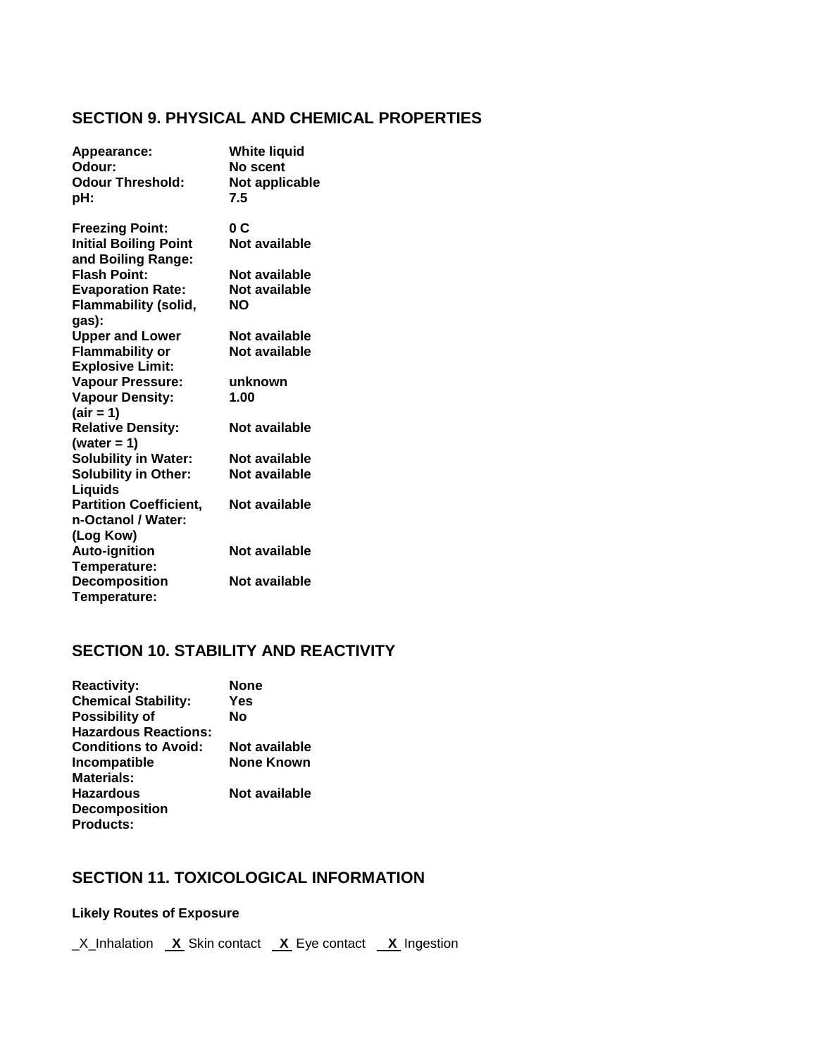## SECTION 9. PHYSICAL AND CHEMICAL PROPERTIES

| | |
|---|---|
| **Appearance:** | **White liquid** |
| **Odour:** | **No scent** |
| **Odour Threshold:** | **Not applicable** |
| **pH:** | **7.5** |
| **Freezing Point:** | **0 C** |
| **Initial Boiling Point and Boiling Range:** | **Not available** |
| **Flash Point:** | **Not available** |
| **Evaporation Rate:** | **Not available** |
| **Flammability (solid, gas):** | **NO** |
| **Upper and Lower Flammability or Explosive Limit:** | **Not available** / **Not available** |
| **Vapour Pressure:** | **unknown** |
| **Vapour Density: (air = 1)** | **1.00** |
| **Relative Density: (water = 1)** | **Not available** |
| **Solubility in Water:** | **Not available** |
| **Solubility in Other: Liquids** | **Not available** |
| **Partition Coefficient, n-Octanol / Water: (Log Kow)** | **Not available** |
| **Auto-ignition Temperature:** | **Not available** |
| **Decomposition Temperature:** | **Not available** |

## SECTION 10. STABILITY AND REACTIVITY

| | |
|---|---|
| **Reactivity:** | **None** |
| **Chemical Stability:** | **Yes** |
| **Possibility of Hazardous Reactions:** | **No** |
| **Conditions to Avoid:** | **Not available** |
| **Incompatible Materials:** | **None Known** |
| **Hazardous Decomposition Products:** | **Not available** |

## SECTION 11. TOXICOLOGICAL INFORMATION

**Likely Routes of Exposure**

_X_Inhalation **X** Skin contact **X** Eye contact **X** Ingestion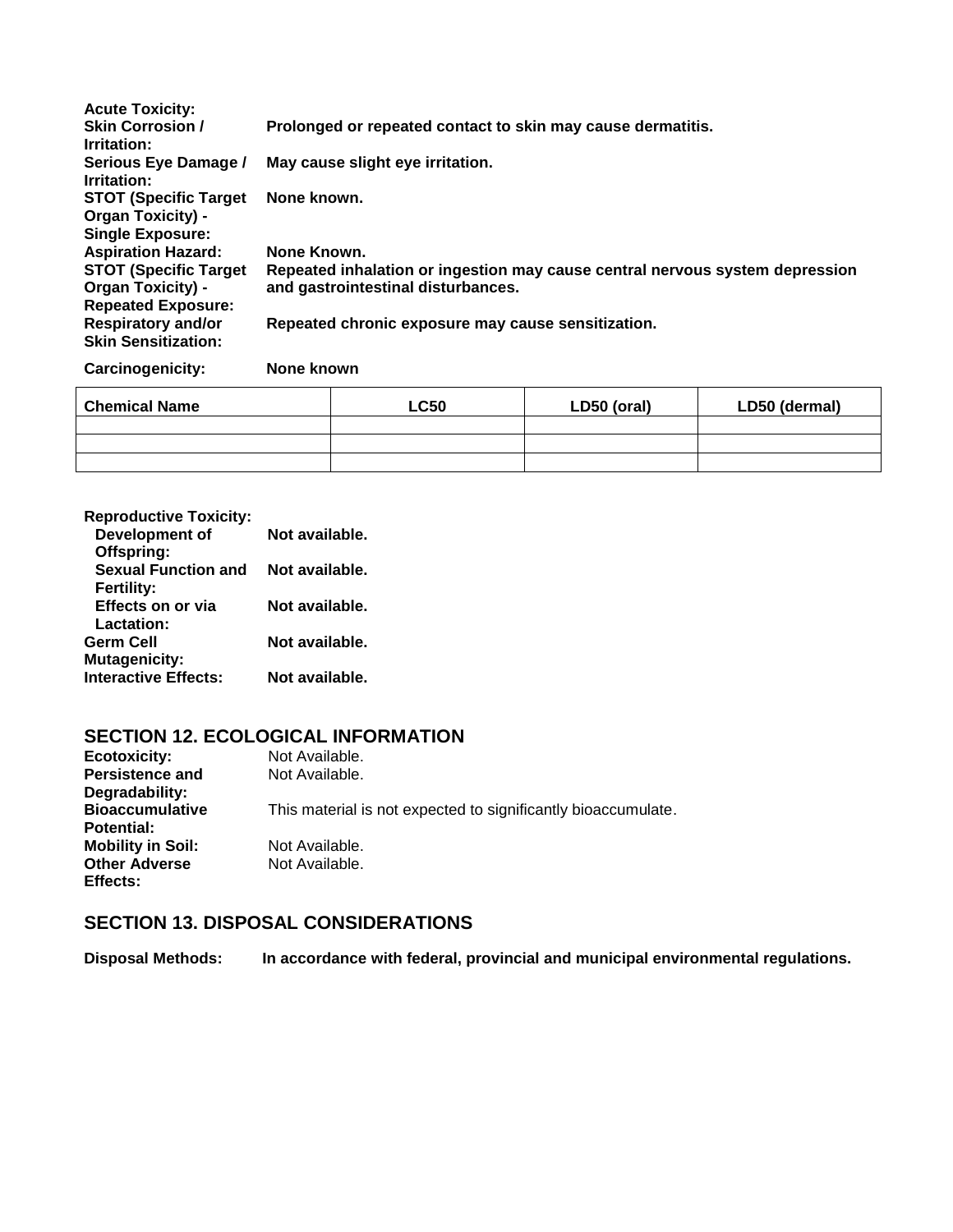**Acute Toxicity:**

**Skin Corrosion / Irritation:** **Prolonged or repeated contact to skin may cause dermatitis.**

**Serious Eye Damage / Irritation:** **May cause slight eye irritation.**

**STOT (Specific Target Organ Toxicity) - Single Exposure:** **None known.**

**Aspiration Hazard:** **None Known.**

**STOT (Specific Target Organ Toxicity) - Repeated Exposure:** **Repeated inhalation or ingestion may cause central nervous system depression and gastrointestinal disturbances.**

**Respiratory and/or Skin Sensitization:** **Repeated chronic exposure may cause sensitization.**

**Carcinogenicity:** **None known**

| Chemical Name | LC50 | LD50 (oral) | LD50 (dermal) |
|---|---|---|---|
| | | | |
| | | | |
| | | | |

**Reproductive Toxicity:**

**Development of Offspring:** **Not available.**

**Sexual Function and Fertility:** **Not available.**

**Effects on or via Lactation:** **Not available.**

**Germ Cell Mutagenicity:** **Not available.**

**Interactive Effects:** **Not available.**

## SECTION 12. ECOLOGICAL INFORMATION

**Ecotoxicity:** Not Available.

**Persistence and Degradability:** Not Available.

**Bioaccumulative Potential:** This material is not expected to significantly bioaccumulate.

**Mobility in Soil:** Not Available.

**Other Adverse Effects:** Not Available.

## SECTION 13. DISPOSAL CONSIDERATIONS

**Disposal Methods:** **In accordance with federal, provincial and municipal environmental regulations.**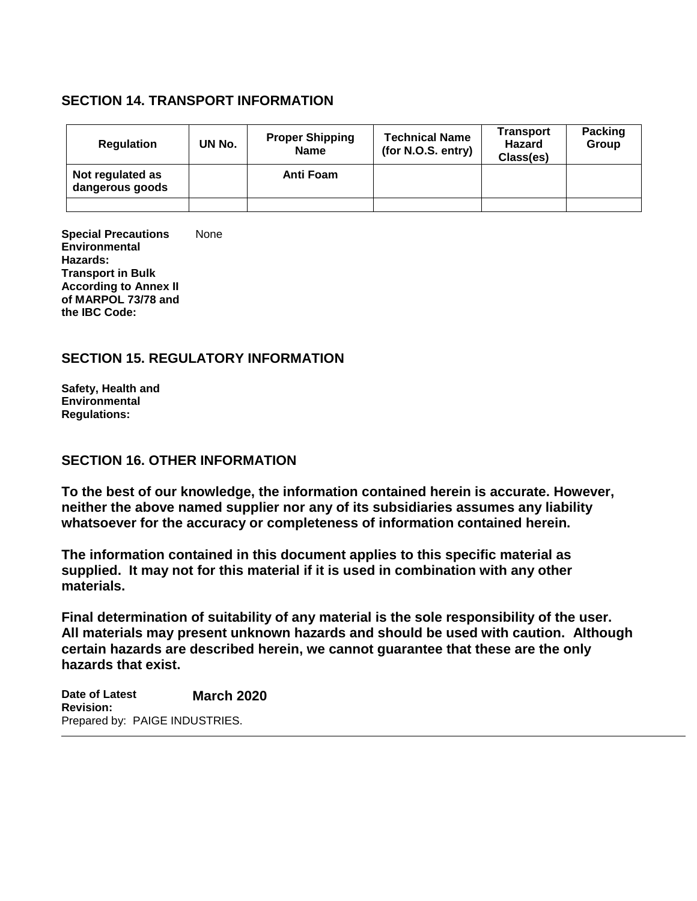## SECTION 14. TRANSPORT INFORMATION

| Regulation | UN No. | Proper Shipping Name | Technical Name (for N.O.S. entry) | Transport Hazard Class(es) | Packing Group |
|---|---|---|---|---|---|
| Not regulated as dangerous goods | | Anti Foam | | | |
| | | | | | |

**Special Precautions** None

**Environmental Hazards:**

**Transport in Bulk According to Annex II of MARPOL 73/78 and the IBC Code:**

## SECTION 15. REGULATORY INFORMATION

**Safety, Health and Environmental Regulations:**

## SECTION 16. OTHER INFORMATION

**To the best of our knowledge, the information contained herein is accurate. However, neither the above named supplier nor any of its subsidiaries assumes any liability whatsoever for the accuracy or completeness of information contained herein.**

**The information contained in this document applies to this specific material as supplied. It may not for this material if it is used in combination with any other materials.**

**Final determination of suitability of any material is the sole responsibility of the user. All materials may present unknown hazards and should be used with caution. Although certain hazards are described herein, we cannot guarantee that these are the only hazards that exist.**

**Date of Latest Revision:** **March 2020**

Prepared by: PAIGE INDUSTRIES.